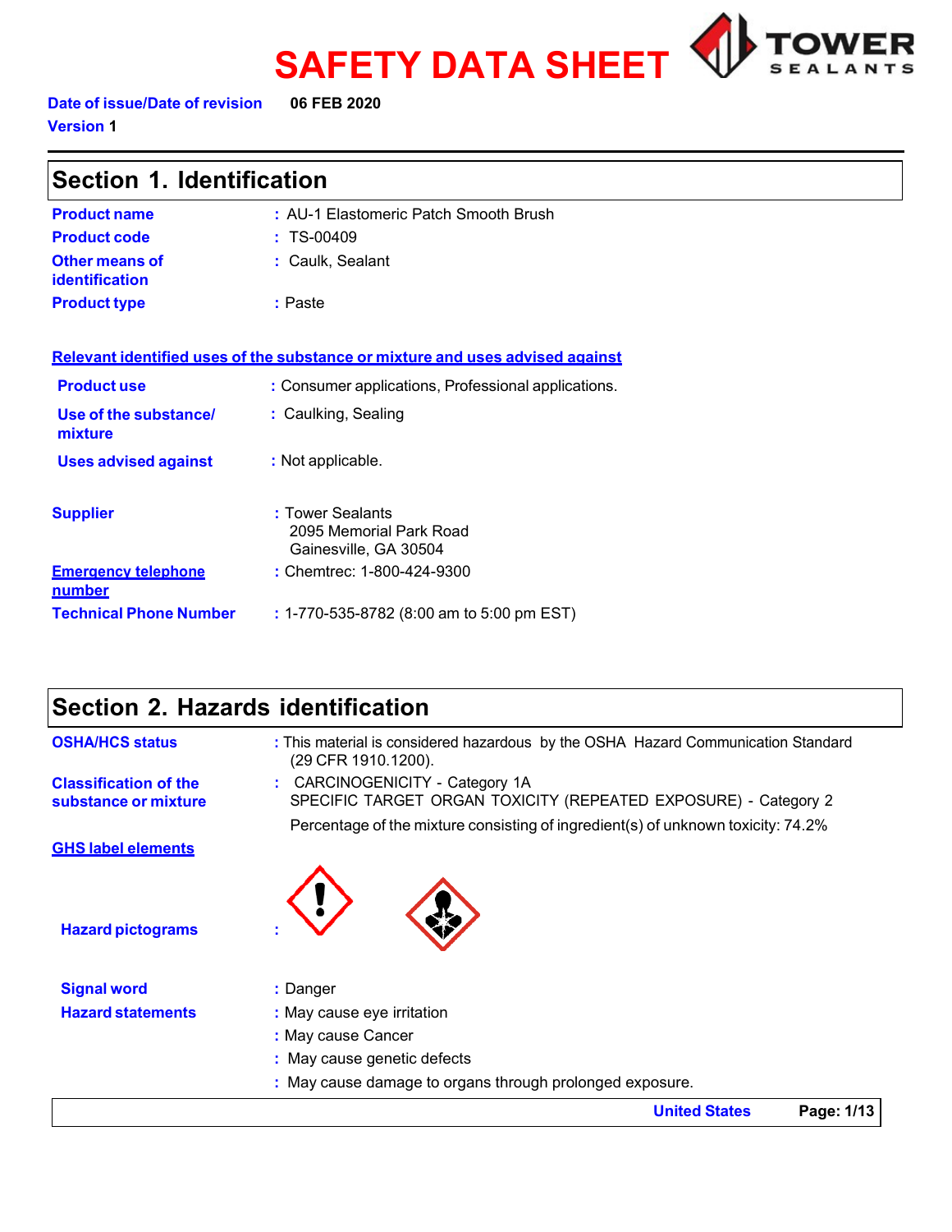# SAFETY DATA SHEET

**Date of issue/Date of revision** 06 FEB 2020

**Version** 1

## Section 1. Identification

**Product name** : AU-1 Elastomeric Patch Smooth Brush

**Product code** : TS-00409

**Other means of identification** : Caulk, Sealant

**Product type** : Paste

**Relevant identified uses of the substance or mixture and uses advised against**

**Product use** : Consumer applications, Professional applications.

**Use of the substance/ mixture** : Caulking, Sealing

**Uses advised against** : Not applicable.

**Supplier** : Tower Sealants
2095 Memorial Park Road
Gainesville, GA 30504

**Emergency telephone number** : Chemtrec: 1-800-424-9300

**Technical Phone Number** : 1-770-535-8782 (8:00 am to 5:00 pm EST)

## Section 2. Hazards identification

**OSHA/HCS status** : This material is considered hazardous by the OSHA Hazard Communication Standard (29 CFR 1910.1200).

**Classification of the substance or mixture** : CARCINOGENICITY - Category 1A
SPECIFIC TARGET ORGAN TOXICITY (REPEATED EXPOSURE) - Category 2
Percentage of the mixture consisting of ingredient(s) of unknown toxicity: 74.2%

**GHS label elements**

**Hazard pictograms** :

**Signal word** : Danger

**Hazard statements** : May cause eye irritation
: May cause Cancer
: May cause genetic defects
: May cause damage to organs through prolonged exposure.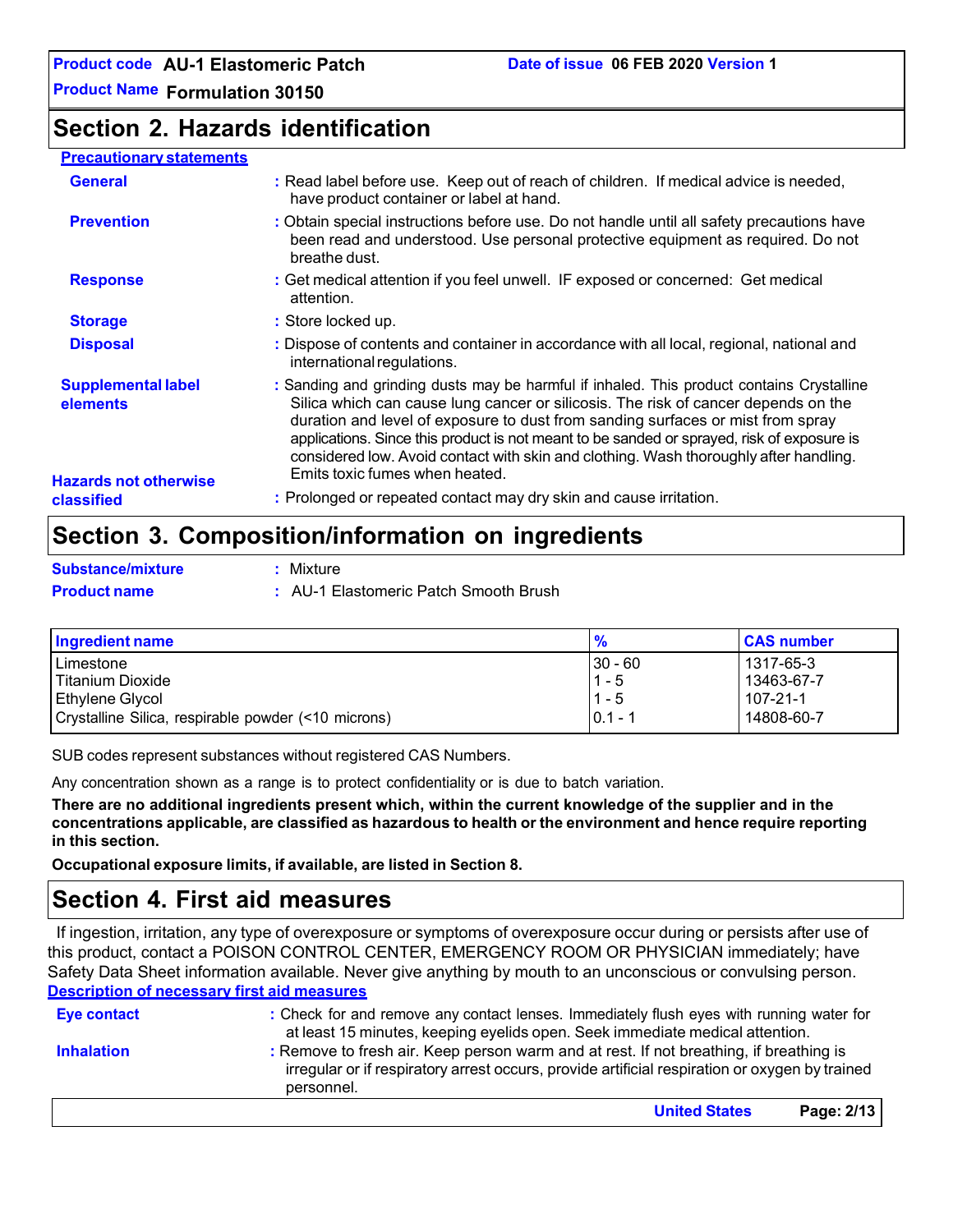## Section 2. Hazards identification

**Precautionary statements**

**General** : Read label before use. Keep out of reach of children. If medical advice is needed, have product container or label at hand.

**Prevention** : Obtain special instructions before use. Do not handle until all safety precautions have been read and understood. Use personal protective equipment as required. Do not breathe dust.

**Response** : Get medical attention if you feel unwell. IF exposed or concerned: Get medical attention.

**Storage** : Store locked up.

**Disposal** : Dispose of contents and container in accordance with all local, regional, national and international regulations.

**Supplemental label elements** : Sanding and grinding dusts may be harmful if inhaled. This product contains Crystalline Silica which can cause lung cancer or silicosis. The risk of cancer depends on the duration and level of exposure to dust from sanding surfaces or mist from spray applications. Since this product is not meant to be sanded or sprayed, risk of exposure is considered low. Avoid contact with skin and clothing. Wash thoroughly after handling. Emits toxic fumes when heated.

**Hazards not otherwise classified** : Prolonged or repeated contact may dry skin and cause irritation.

## Section 3. Composition/information on ingredients

**Substance/mixture** : Mixture

**Product name** : AU-1 Elastomeric Patch Smooth Brush

| Ingredient name | % | CAS number |
|---|---|---|
| Limestone | 30 - 60 | 1317-65-3 |
| Titanium Dioxide | 1 - 5 | 13463-67-7 |
| Ethylene Glycol | 1 - 5 | 107-21-1 |
| Crystalline Silica, respirable powder (<10 microns) | 0.1 - 1 | 14808-60-7 |

SUB codes represent substances without registered CAS Numbers.

Any concentration shown as a range is to protect confidentiality or is due to batch variation.

**There are no additional ingredients present which, within the current knowledge of the supplier and in the concentrations applicable, are classified as hazardous to health or the environment and hence require reporting in this section.**

**Occupational exposure limits, if available, are listed in Section 8.**

## Section 4. First aid measures

If ingestion, irritation, any type of overexposure or symptoms of overexposure occur during or persists after use of this product, contact a POISON CONTROL CENTER, EMERGENCY ROOM OR PHYSICIAN immediately; have Safety Data Sheet information available. Never give anything by mouth to an unconscious or convulsing person.

**Description of necessary first aid measures**

**Eye contact** : Check for and remove any contact lenses. Immediately flush eyes with running water for at least 15 minutes, keeping eyelids open. Seek immediate medical attention.

**Inhalation** : Remove to fresh air. Keep person warm and at rest. If not breathing, if breathing is irregular or if respiratory arrest occurs, provide artificial respiration or oxygen by trained personnel.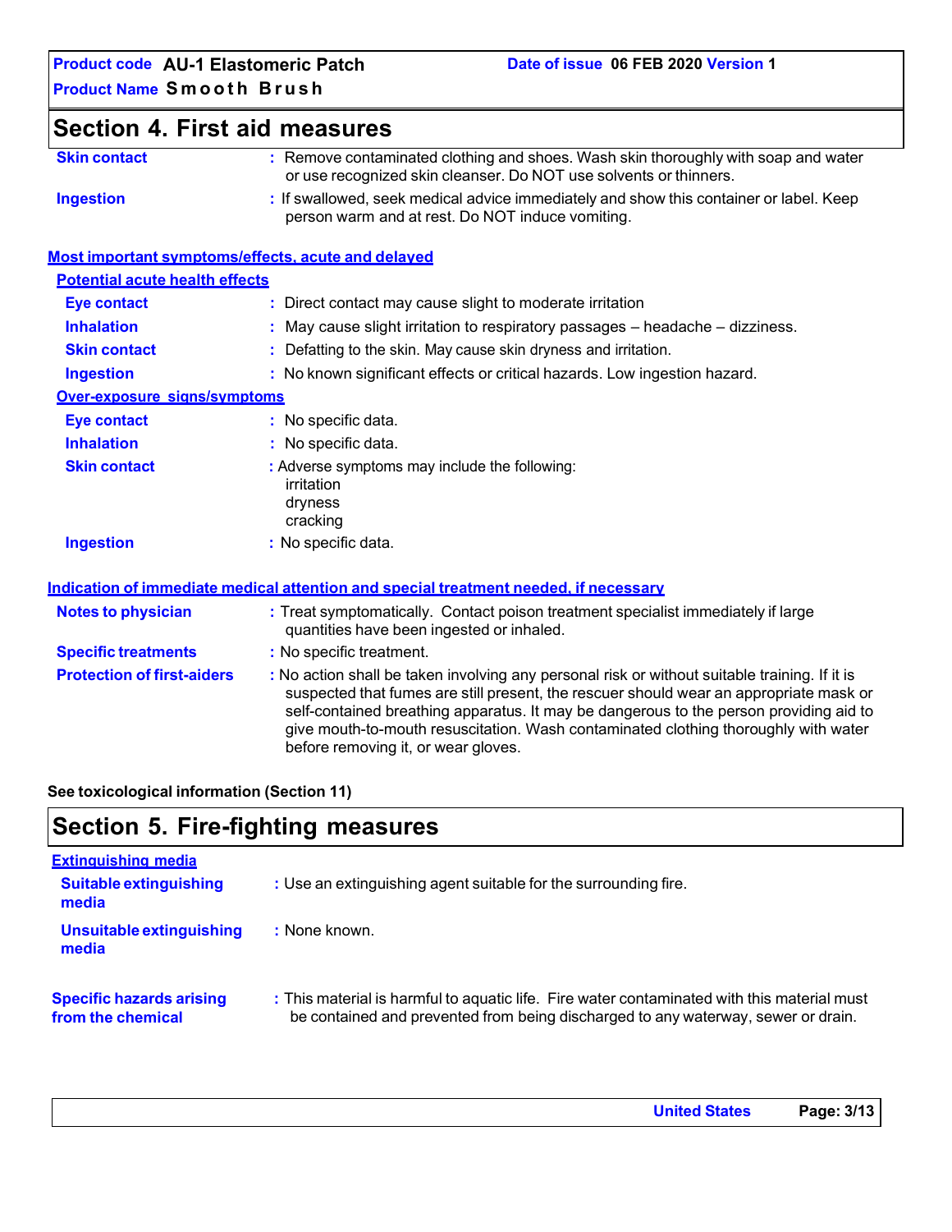## Section 4. First aid measures

**Skin contact** : Remove contaminated clothing and shoes. Wash skin thoroughly with soap and water or use recognized skin cleanser. Do NOT use solvents or thinners.

**Ingestion** : If swallowed, seek medical advice immediately and show this container or label. Keep person warm and at rest. Do NOT induce vomiting.

### Most important symptoms/effects, acute and delayed

#### Potential acute health effects

**Eye contact** : Direct contact may cause slight to moderate irritation

**Inhalation** : May cause slight irritation to respiratory passages – headache – dizziness.

**Skin contact** : Defatting to the skin. May cause skin dryness and irritation.

**Ingestion** : No known significant effects or critical hazards. Low ingestion hazard.

#### Over-exposure signs/symptoms

**Eye contact** : No specific data.

**Inhalation** : No specific data.

**Skin contact** : Adverse symptoms may include the following:
irritation
dryness
cracking

**Ingestion** : No specific data.

### Indication of immediate medical attention and special treatment needed, if necessary

**Notes to physician** : Treat symptomatically. Contact poison treatment specialist immediately if large quantities have been ingested or inhaled.

**Specific treatments** : No specific treatment.

**Protection of first-aiders** : No action shall be taken involving any personal risk or without suitable training. If it is suspected that fumes are still present, the rescuer should wear an appropriate mask or self-contained breathing apparatus. It may be dangerous to the person providing aid to give mouth-to-mouth resuscitation. Wash contaminated clothing thoroughly with water before removing it, or wear gloves.

**See toxicological information (Section 11)**

## Section 5. Fire-fighting measures

### Extinguishing media

**Suitable extinguishing media** : Use an extinguishing agent suitable for the surrounding fire.

**Unsuitable extinguishing media** : None known.

**Specific hazards arising from the chemical** : This material is harmful to aquatic life. Fire water contaminated with this material must be contained and prevented from being discharged to any waterway, sewer or drain.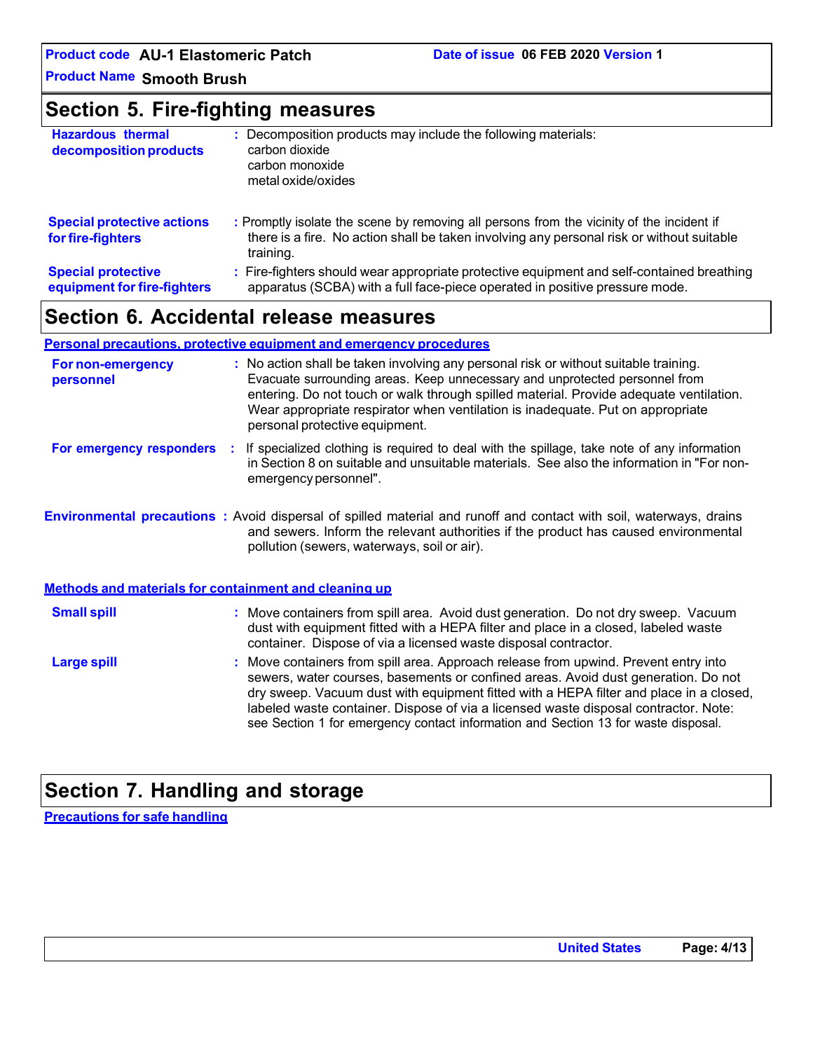## Section 5. Fire-fighting measures

**Hazardous thermal decomposition products** : Decomposition products may include the following materials:
carbon dioxide
carbon monoxide
metal oxide/oxides

**Special protective actions for fire-fighters** : Promptly isolate the scene by removing all persons from the vicinity of the incident if there is a fire. No action shall be taken involving any personal risk or without suitable training.

**Special protective equipment for fire-fighters** : Fire-fighters should wear appropriate protective equipment and self-contained breathing apparatus (SCBA) with a full face-piece operated in positive pressure mode.

## Section 6. Accidental release measures

### Personal precautions, protective equipment and emergency procedures

**For non-emergency personnel** : No action shall be taken involving any personal risk or without suitable training. Evacuate surrounding areas. Keep unnecessary and unprotected personnel from entering. Do not touch or walk through spilled material. Provide adequate ventilation. Wear appropriate respirator when ventilation is inadequate. Put on appropriate personal protective equipment.

**For emergency responders** : If specialized clothing is required to deal with the spillage, take note of any information in Section 8 on suitable and unsuitable materials. See also the information in "For non-emergency personnel".

**Environmental precautions** : Avoid dispersal of spilled material and runoff and contact with soil, waterways, drains and sewers. Inform the relevant authorities if the product has caused environmental pollution (sewers, waterways, soil or air).

### Methods and materials for containment and cleaning up

**Small spill** : Move containers from spill area. Avoid dust generation. Do not dry sweep. Vacuum dust with equipment fitted with a HEPA filter and place in a closed, labeled waste container. Dispose of via a licensed waste disposal contractor.

**Large spill** : Move containers from spill area. Approach release from upwind. Prevent entry into sewers, water courses, basements or confined areas. Avoid dust generation. Do not dry sweep. Vacuum dust with equipment fitted with a HEPA filter and place in a closed, labeled waste container. Dispose of via a licensed waste disposal contractor. Note: see Section 1 for emergency contact information and Section 13 for waste disposal.

## Section 7. Handling and storage

### Precautions for safe handling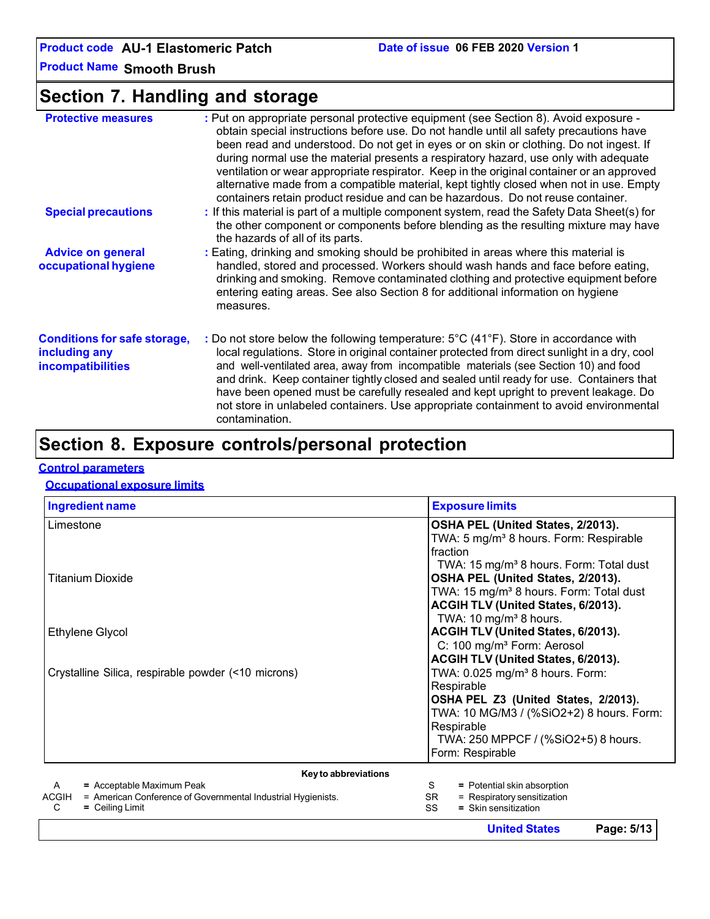## Section 7. Handling and storage

**Protective measures** : Put on appropriate personal protective equipment (see Section 8). Avoid exposure - obtain special instructions before use. Do not handle until all safety precautions have been read and understood. Do not get in eyes or on skin or clothing. Do not ingest. If during normal use the material presents a respiratory hazard, use only with adequate ventilation or wear appropriate respirator. Keep in the original container or an approved alternative made from a compatible material, kept tightly closed when not in use. Empty containers retain product residue and can be hazardous. Do not reuse container.

**Special precautions** : If this material is part of a multiple component system, read the Safety Data Sheet(s) for the other component or components before blending as the resulting mixture may have the hazards of all of its parts.

**Advice on general occupational hygiene** : Eating, drinking and smoking should be prohibited in areas where this material is handled, stored and processed. Workers should wash hands and face before eating, drinking and smoking. Remove contaminated clothing and protective equipment before entering eating areas. See also Section 8 for additional information on hygiene measures.

**Conditions for safe storage, including any incompatibilities** : Do not store below the following temperature: 5°C (41°F). Store in accordance with local regulations. Store in original container protected from direct sunlight in a dry, cool and well-ventilated area, away from incompatible materials (see Section 10) and food and drink. Keep container tightly closed and sealed until ready for use. Containers that have been opened must be carefully resealed and kept upright to prevent leakage. Do not store in unlabeled containers. Use appropriate containment to avoid environmental contamination.

## Section 8. Exposure controls/personal protection

**Control parameters**

**Occupational exposure limits**

| Ingredient name | Exposure limits |
|---|---|
| Limestone | **OSHA PEL (United States, 2/2013).**<br>TWA: 5 mg/m³ 8 hours. Form: Respirable fraction<br>TWA: 15 mg/m³ 8 hours. Form: Total dust |
| Titanium Dioxide | **OSHA PEL (United States, 2/2013).**<br>TWA: 15 mg/m³ 8 hours. Form: Total dust<br>**ACGIH TLV (United States, 6/2013).**<br>TWA: 10 mg/m³ 8 hours. |
| Ethylene Glycol | **ACGIH TLV (United States, 6/2013).**<br>C: 100 mg/m³ Form: Aerosol |
| Crystalline Silica, respirable powder (<10 microns) | **ACGIH TLV (United States, 6/2013).**<br>TWA: 0.025 mg/m³ 8 hours. Form: Respirable<br>**OSHA PEL Z3 (United States, 2/2013).**<br>TWA: 10 MG/M3 / (%SiO2+2) 8 hours. Form: Respirable<br>TWA: 250 MPPCF / (%SiO2+5) 8 hours. Form: Respirable |

**Key to abbreviations**

A = Acceptable Maximum Peak
ACGIH = American Conference of Governmental Industrial Hygienists.
C = Ceiling Limit
S = Potential skin absorption
SR = Respiratory sensitization
SS = Skin sensitization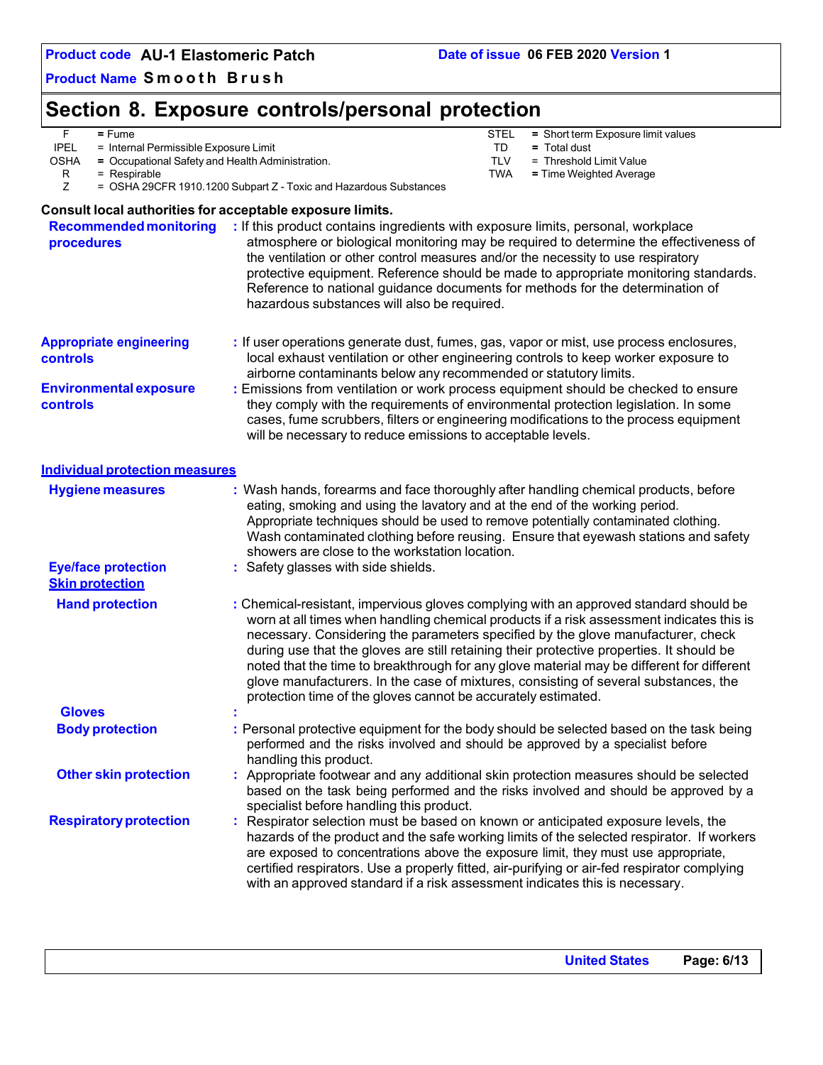## Section 8. Exposure controls/personal protection

| | | | | |
|---|---|---|---|---|
| F | = Fume | | STEL | = Short term Exposure limit values |
| IPEL | = Internal Permissible Exposure Limit | | TD | = Total dust |
| OSHA | = Occupational Safety and Health Administration. | | TLV | = Threshold Limit Value |
| R | = Respirable | | TWA | = Time Weighted Average |
| Z | = OSHA 29CFR 1910.1200 Subpart Z - Toxic and Hazardous Substances | | | |

**Consult local authorities for acceptable exposure limits.**

**Recommended monitoring procedures** : If this product contains ingredients with exposure limits, personal, workplace atmosphere or biological monitoring may be required to determine the effectiveness of the ventilation or other control measures and/or the necessity to use respiratory protective equipment. Reference should be made to appropriate monitoring standards. Reference to national guidance documents for methods for the determination of hazardous substances will also be required.

**Appropriate engineering controls** : If user operations generate dust, fumes, gas, vapor or mist, use process enclosures, local exhaust ventilation or other engineering controls to keep worker exposure to airborne contaminants below any recommended or statutory limits.

**Environmental exposure controls** : Emissions from ventilation or work process equipment should be checked to ensure they comply with the requirements of environmental protection legislation. In some cases, fume scrubbers, filters or engineering modifications to the process equipment will be necessary to reduce emissions to acceptable levels.

### Individual protection measures

**Hygiene measures** : Wash hands, forearms and face thoroughly after handling chemical products, before eating, smoking and using the lavatory and at the end of the working period. Appropriate techniques should be used to remove potentially contaminated clothing. Wash contaminated clothing before reusing. Ensure that eyewash stations and safety showers are close to the workstation location.

**Eye/face protection** : Safety glasses with side shields.

**Skin protection**

**Hand protection** : Chemical-resistant, impervious gloves complying with an approved standard should be worn at all times when handling chemical products if a risk assessment indicates this is necessary. Considering the parameters specified by the glove manufacturer, check during use that the gloves are still retaining their protective properties. It should be noted that the time to breakthrough for any glove material may be different for different glove manufacturers. In the case of mixtures, consisting of several substances, the protection time of the gloves cannot be accurately estimated.

**Gloves** :

**Body protection** : Personal protective equipment for the body should be selected based on the task being performed and the risks involved and should be approved by a specialist before handling this product.

**Other skin protection** : Appropriate footwear and any additional skin protection measures should be selected based on the task being performed and the risks involved and should be approved by a specialist before handling this product.

**Respiratory protection** : Respirator selection must be based on known or anticipated exposure levels, the hazards of the product and the safe working limits of the selected respirator. If workers are exposed to concentrations above the exposure limit, they must use appropriate, certified respirators. Use a properly fitted, air-purifying or air-fed respirator complying with an approved standard if a risk assessment indicates this is necessary.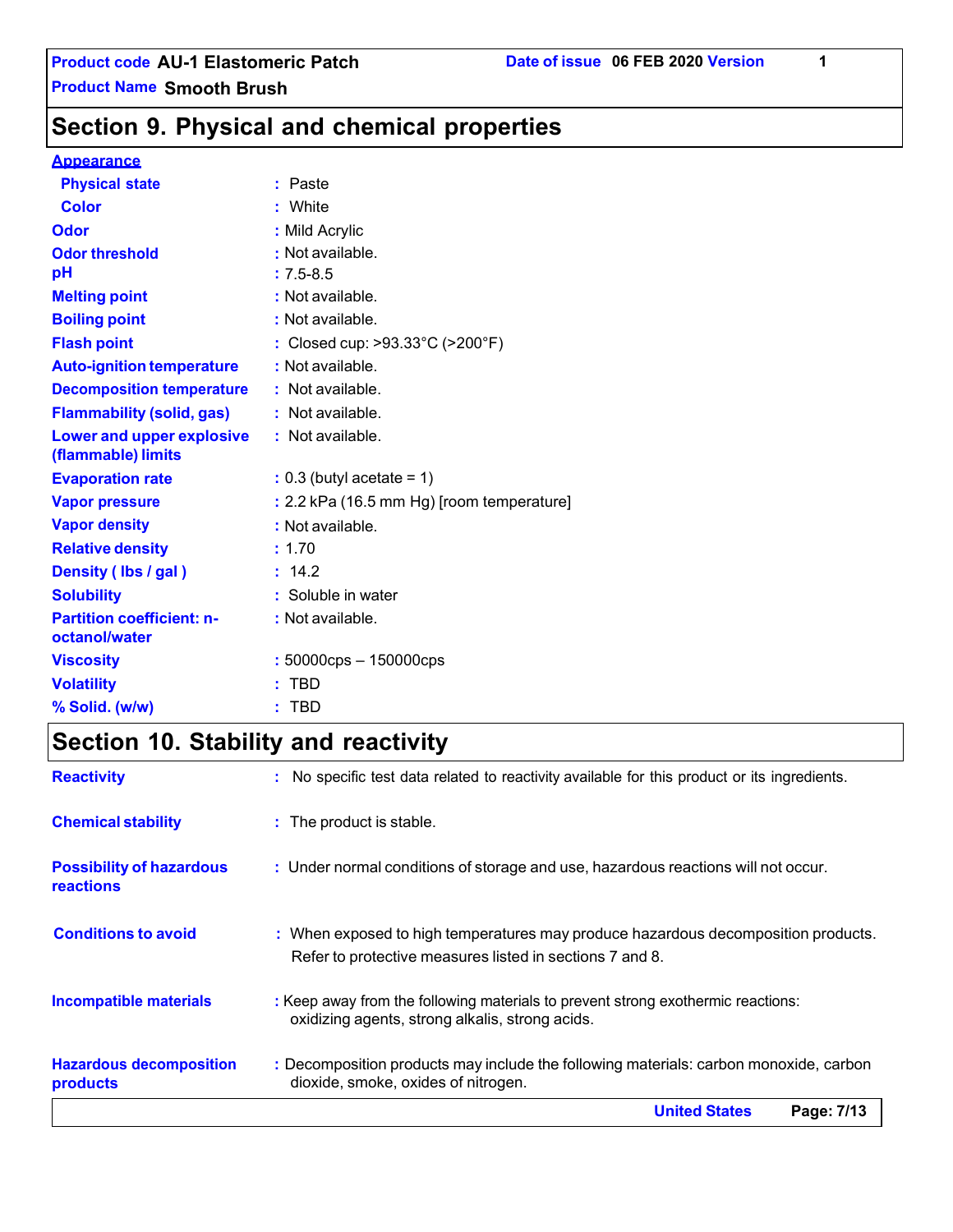## Section 9. Physical and chemical properties

**Appearance**

| Property | Value |
|---|---|
| Physical state | Paste |
| Color | White |
| Odor | Mild Acrylic |
| Odor threshold | Not available. |
| pH | 7.5-8.5 |
| Melting point | Not available. |
| Boiling point | Not available. |
| Flash point | Closed cup: >93.33°C (>200°F) |
| Auto-ignition temperature | Not available. |
| Decomposition temperature | Not available. |
| Flammability (solid, gas) | Not available. |
| Lower and upper explosive (flammable) limits | Not available. |
| Evaporation rate | 0.3 (butyl acetate = 1) |
| Vapor pressure | 2.2 kPa (16.5 mm Hg) [room temperature] |
| Vapor density | Not available. |
| Relative density | 1.70 |
| Density ( lbs / gal ) | 14.2 |
| Solubility | Soluble in water |
| Partition coefficient: n-octanol/water | Not available. |
| Viscosity | 50000cps – 150000cps |
| Volatility | TBD |
| % Solid. (w/w) | TBD |

## Section 10. Stability and reactivity

| Property | Value |
|---|---|
| Reactivity | No specific test data related to reactivity available for this product or its ingredients. |
| Chemical stability | The product is stable. |
| Possibility of hazardous reactions | Under normal conditions of storage and use, hazardous reactions will not occur. |
| Conditions to avoid | When exposed to high temperatures may produce hazardous decomposition products. Refer to protective measures listed in sections 7 and 8. |
| Incompatible materials | Keep away from the following materials to prevent strong exothermic reactions: oxidizing agents, strong alkalis, strong acids. |
| Hazardous decomposition products | Decomposition products may include the following materials: carbon monoxide, carbon dioxide, smoke, oxides of nitrogen. |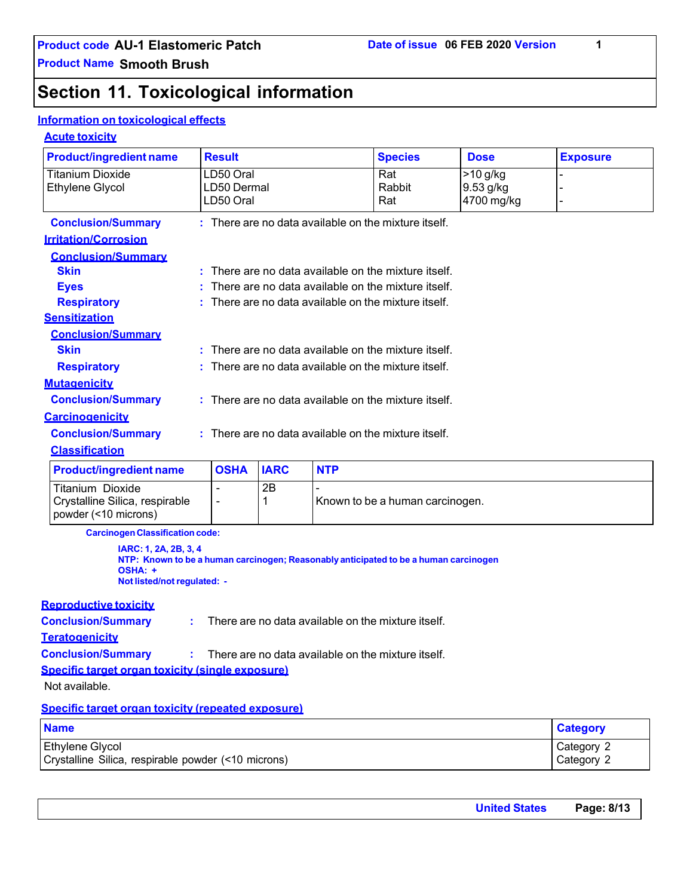# Section 11. Toxicological information

## Information on toxicological effects

### Acute toxicity

| Product/ingredient name | Result | Species | Dose | Exposure |
|---|---|---|---|---|
| Titanium Dioxide | LD50 Oral | Rat | >10 g/kg | - |
| Ethylene Glycol | LD50 Dermal | Rabbit | 9.53 g/kg | - |
| | LD50 Oral | Rat | 4700 mg/kg | - |

**Conclusion/Summary** : There are no data available on the mixture itself.

### Irritation/Corrosion

**Conclusion/Summary**

**Skin** : There are no data available on the mixture itself.

**Eyes** : There are no data available on the mixture itself.

**Respiratory** : There are no data available on the mixture itself.

### Sensitization

**Conclusion/Summary**

**Skin** : There are no data available on the mixture itself.

**Respiratory** : There are no data available on the mixture itself.

### Mutagenicity

**Conclusion/Summary** : There are no data available on the mixture itself.

### Carcinogenicity

**Conclusion/Summary** : There are no data available on the mixture itself.

### Classification

| Product/ingredient name | OSHA | IARC | NTP |
|---|---|---|---|
| Titanium Dioxide | - | 2B | - |
| Crystalline Silica, respirable powder (<10 microns) | - | 1 | Known to be a human carcinogen. |

**Carcinogen Classification code:**

**IARC: 1, 2A, 2B, 3, 4**
**NTP: Known to be a human carcinogen; Reasonably anticipated to be a human carcinogen**
**OSHA: +**
**Not listed/not regulated: -**

### Reproductive toxicity

**Conclusion/Summary** : There are no data available on the mixture itself.

### Teratogenicity

**Conclusion/Summary** : There are no data available on the mixture itself.

### Specific target organ toxicity (single exposure)

Not available.

### Specific target organ toxicity (repeated exposure)

| Name | Category |
|---|---|
| Ethylene Glycol | Category 2 |
| Crystalline Silica, respirable powder (<10 microns) | Category 2 |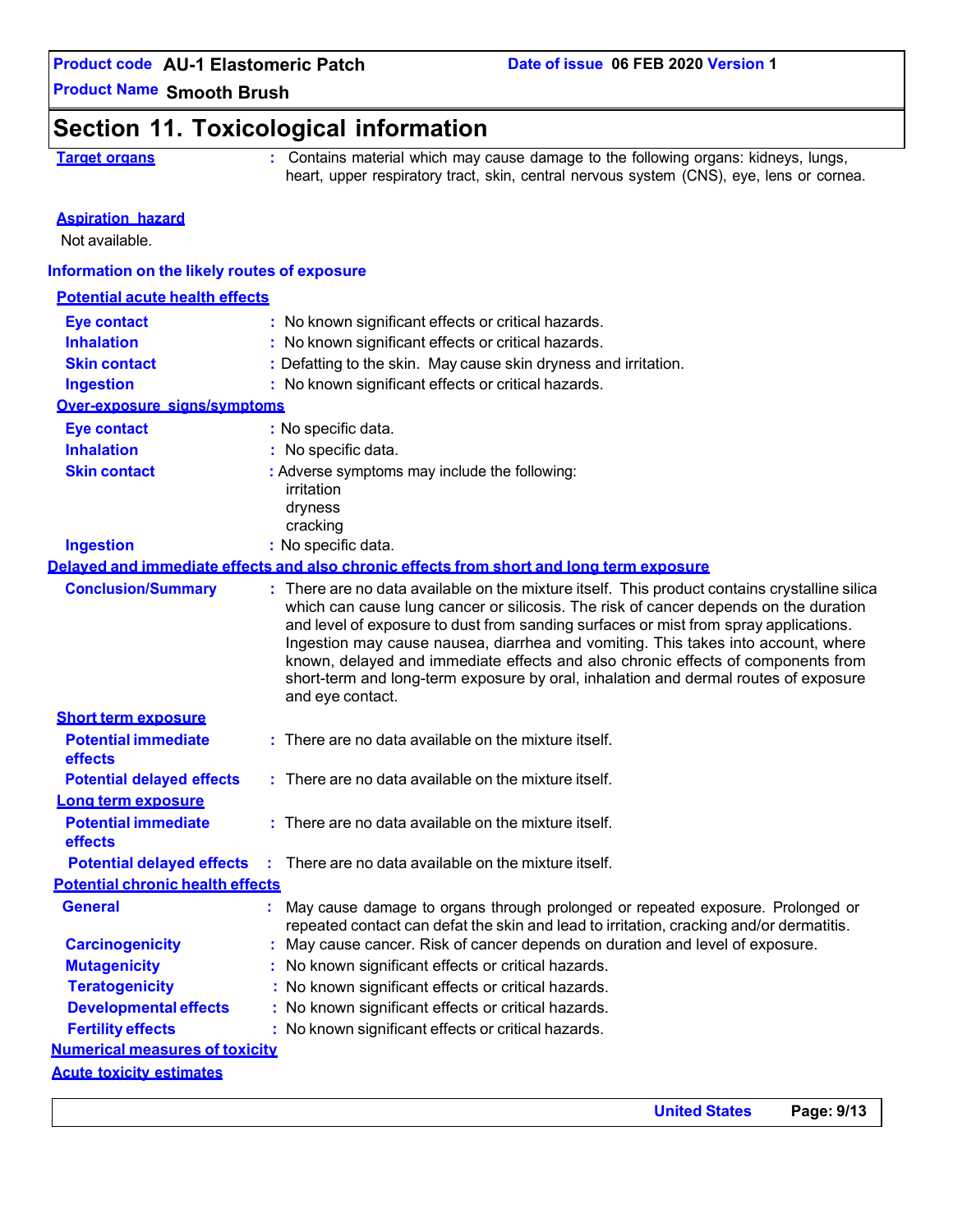## Section 11. Toxicological information

**Target organs** : Contains material which may cause damage to the following organs: kidneys, lungs, heart, upper respiratory tract, skin, central nervous system (CNS), eye, lens or cornea.

**Aspiration hazard**

Not available.

### Information on the likely routes of exposure

**Potential acute health effects**

| | |
|---|---|
| **Eye contact** | : No known significant effects or critical hazards. |
| **Inhalation** | : No known significant effects or critical hazards. |
| **Skin contact** | : Defatting to the skin. May cause skin dryness and irritation. |
| **Ingestion** | : No known significant effects or critical hazards. |

**Over-exposure signs/symptoms**

| | |
|---|---|
| **Eye contact** | : No specific data. |
| **Inhalation** | : No specific data. |
| **Skin contact** | : Adverse symptoms may include the following: irritation dryness cracking |
| **Ingestion** | : No specific data. |

**Delayed and immediate effects and also chronic effects from short and long term exposure**

**Conclusion/Summary** : There are no data available on the mixture itself. This product contains crystalline silica which can cause lung cancer or silicosis. The risk of cancer depends on the duration and level of exposure to dust from sanding surfaces or mist from spray applications. Ingestion may cause nausea, diarrhea and vomiting. This takes into account, where known, delayed and immediate effects and also chronic effects of components from short-term and long-term exposure by oral, inhalation and dermal routes of exposure and eye contact.

**Short term exposure**

| | |
|---|---|
| **Potential immediate effects** | : There are no data available on the mixture itself. |
| **Potential delayed effects** | : There are no data available on the mixture itself. |

**Long term exposure**

| | |
|---|---|
| **Potential immediate effects** | : There are no data available on the mixture itself. |
| **Potential delayed effects** | : There are no data available on the mixture itself. |

**Potential chronic health effects**

| | |
|---|---|
| **General** | : May cause damage to organs through prolonged or repeated exposure. Prolonged or repeated contact can defat the skin and lead to irritation, cracking and/or dermatitis. |
| **Carcinogenicity** | : May cause cancer. Risk of cancer depends on duration and level of exposure. |
| **Mutagenicity** | : No known significant effects or critical hazards. |
| **Teratogenicity** | : No known significant effects or critical hazards. |
| **Developmental effects** | : No known significant effects or critical hazards. |
| **Fertility effects** | : No known significant effects or critical hazards. |

**Numerical measures of toxicity**

**Acute toxicity estimates**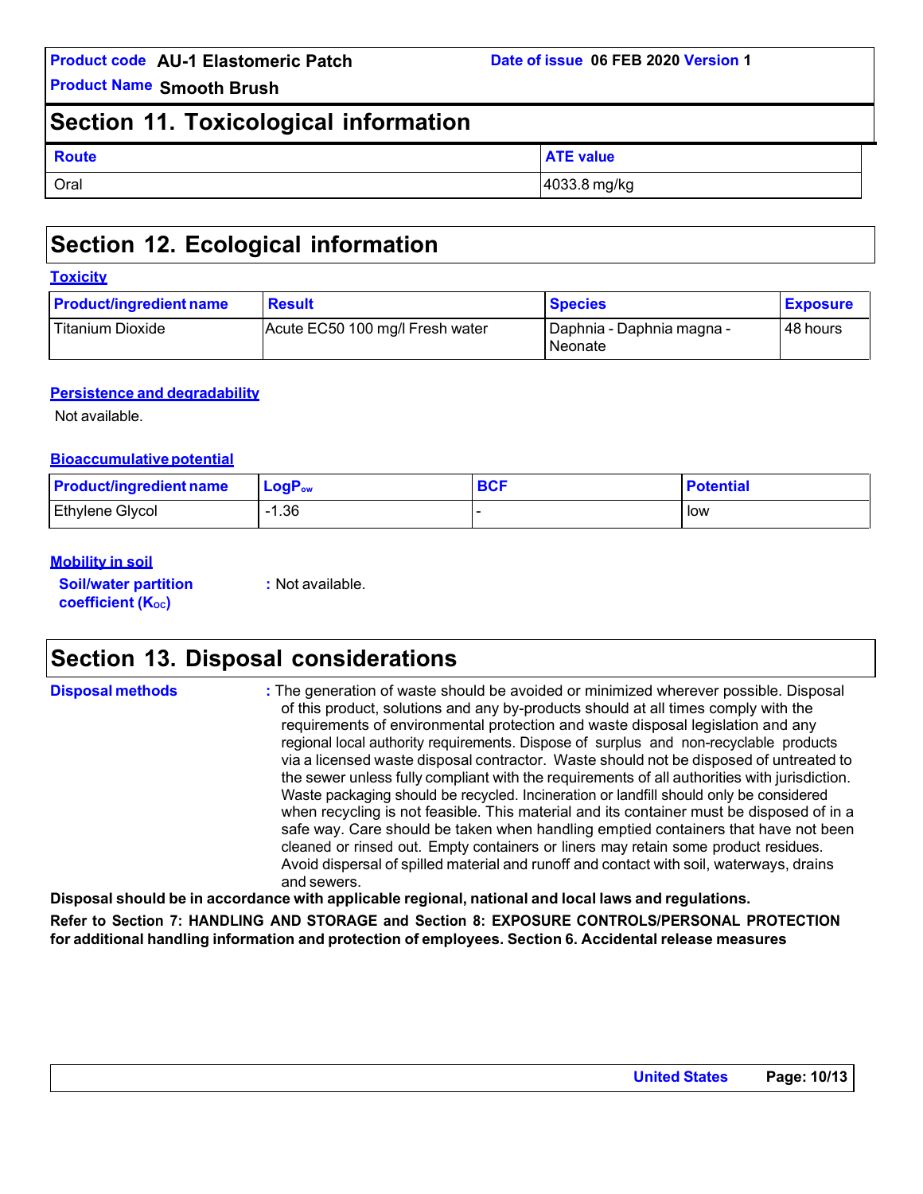## Section 11. Toxicological information

| Route | ATE value |
| --- | --- |
| Oral | 4033.8 mg/kg |

## Section 12. Ecological information

### Toxicity

| Product/ingredient name | Result | Species | Exposure |
| --- | --- | --- | --- |
| Titanium Dioxide | Acute EC50 100 mg/l Fresh water | Daphnia - Daphnia magna - Neonate | 48 hours |

### Persistence and degradability

Not available.

### Bioaccumulative potential

| Product/ingredient name | $LogP_{ow}$ | BCF | Potential |
| --- | --- | --- | --- |
| Ethylene Glycol | -1.36 | - | low |

### Mobility in soil

**Soil/water partition coefficient ($K_{OC}$)** : Not available.

## Section 13. Disposal considerations

**Disposal methods** : The generation of waste should be avoided or minimized wherever possible. Disposal of this product, solutions and any by-products should at all times comply with the requirements of environmental protection and waste disposal legislation and any regional local authority requirements. Dispose of surplus and non-recyclable products via a licensed waste disposal contractor. Waste should not be disposed of untreated to the sewer unless fully compliant with the requirements of all authorities with jurisdiction. Waste packaging should be recycled. Incineration or landfill should only be considered when recycling is not feasible. This material and its container must be disposed of in a safe way. Care should be taken when handling emptied containers that have not been cleaned or rinsed out. Empty containers or liners may retain some product residues. Avoid dispersal of spilled material and runoff and contact with soil, waterways, drains and sewers.

**Disposal should be in accordance with applicable regional, national and local laws and regulations.**

**Refer to Section 7: HANDLING AND STORAGE and Section 8: EXPOSURE CONTROLS/PERSONAL PROTECTION for additional handling information and protection of employees. Section 6. Accidental release measures**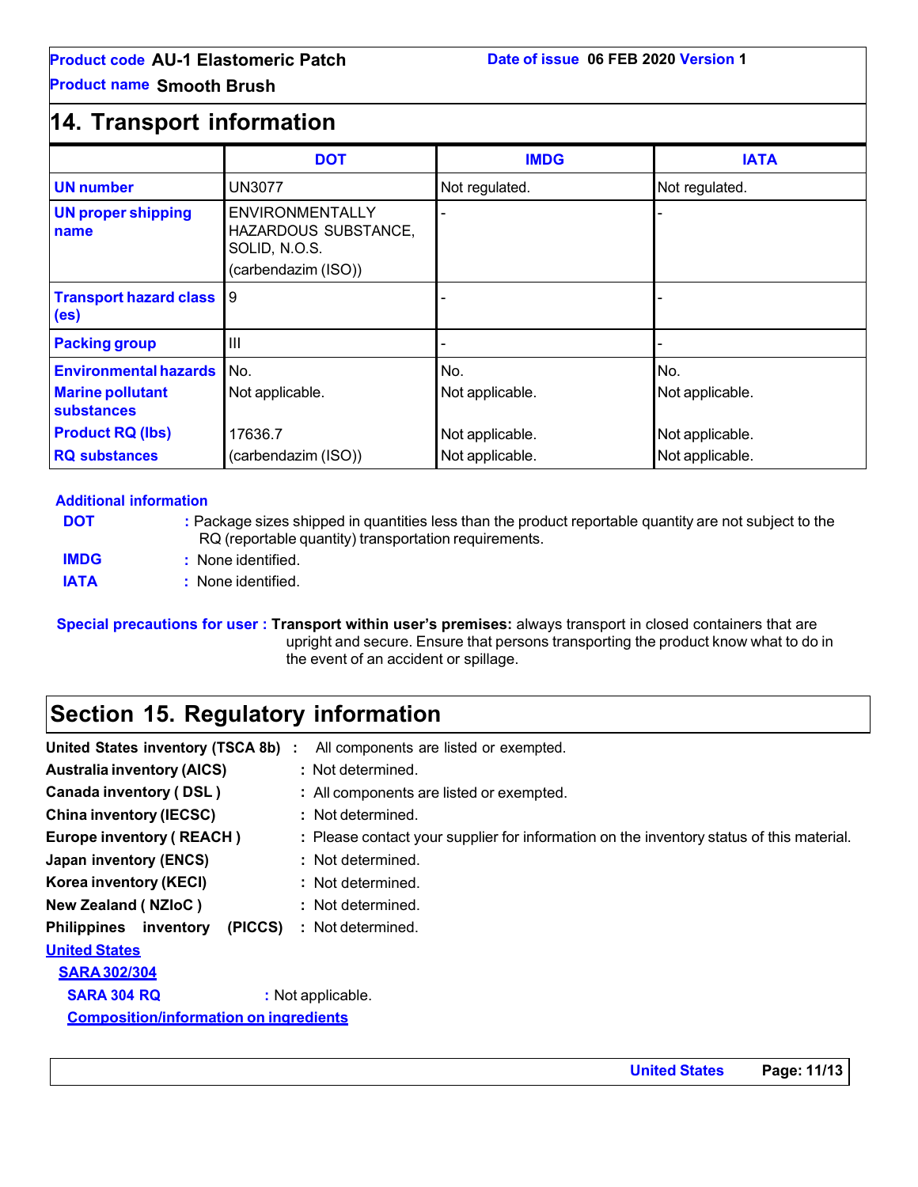## 14. Transport information

| | DOT | IMDG | IATA |
|---|---|---|---|
| **UN number** | UN3077 | Not regulated. | Not regulated. |
| **UN proper shipping name** | ENVIRONMENTALLY HAZARDOUS SUBSTANCE, SOLID, N.O.S. (carbendazim (ISO)) | - | - |
| **Transport hazard class (es)** | 9 | - | - |
| **Packing group** | III | - | - |
| **Environmental hazards** | No. | No. | No. |
| **Marine pollutant substances** | Not applicable. | Not applicable. | Not applicable. |
| **Product RQ (lbs)** | 17636.7 | Not applicable. | Not applicable. |
| **RQ substances** | (carbendazim (ISO)) | Not applicable. | Not applicable. |

**Additional information**

**DOT** : Package sizes shipped in quantities less than the product reportable quantity are not subject to the RQ (reportable quantity) transportation requirements.

**IMDG** : None identified.

**IATA** : None identified.

**Special precautions for user** : **Transport within user's premises:** always transport in closed containers that are upright and secure. Ensure that persons transporting the product know what to do in the event of an accident or spillage.

## Section 15. Regulatory information

**United States inventory (TSCA 8b)** : All components are listed or exempted.

**Australia inventory (AICS)** : Not determined.

**Canada inventory ( DSL )** : All components are listed or exempted.

**China inventory (IECSC)** : Not determined.

**Europe inventory ( REACH )** : Please contact your supplier for information on the inventory status of this material.

**Japan inventory (ENCS)** : Not determined.

**Korea inventory (KECI)** : Not determined.

**New Zealand ( NZIoC )** : Not determined.

**Philippines inventory (PICCS)** : Not determined.

**United States**

**SARA 302/304**

**SARA 304 RQ** : Not applicable.

**Composition/information on ingredients**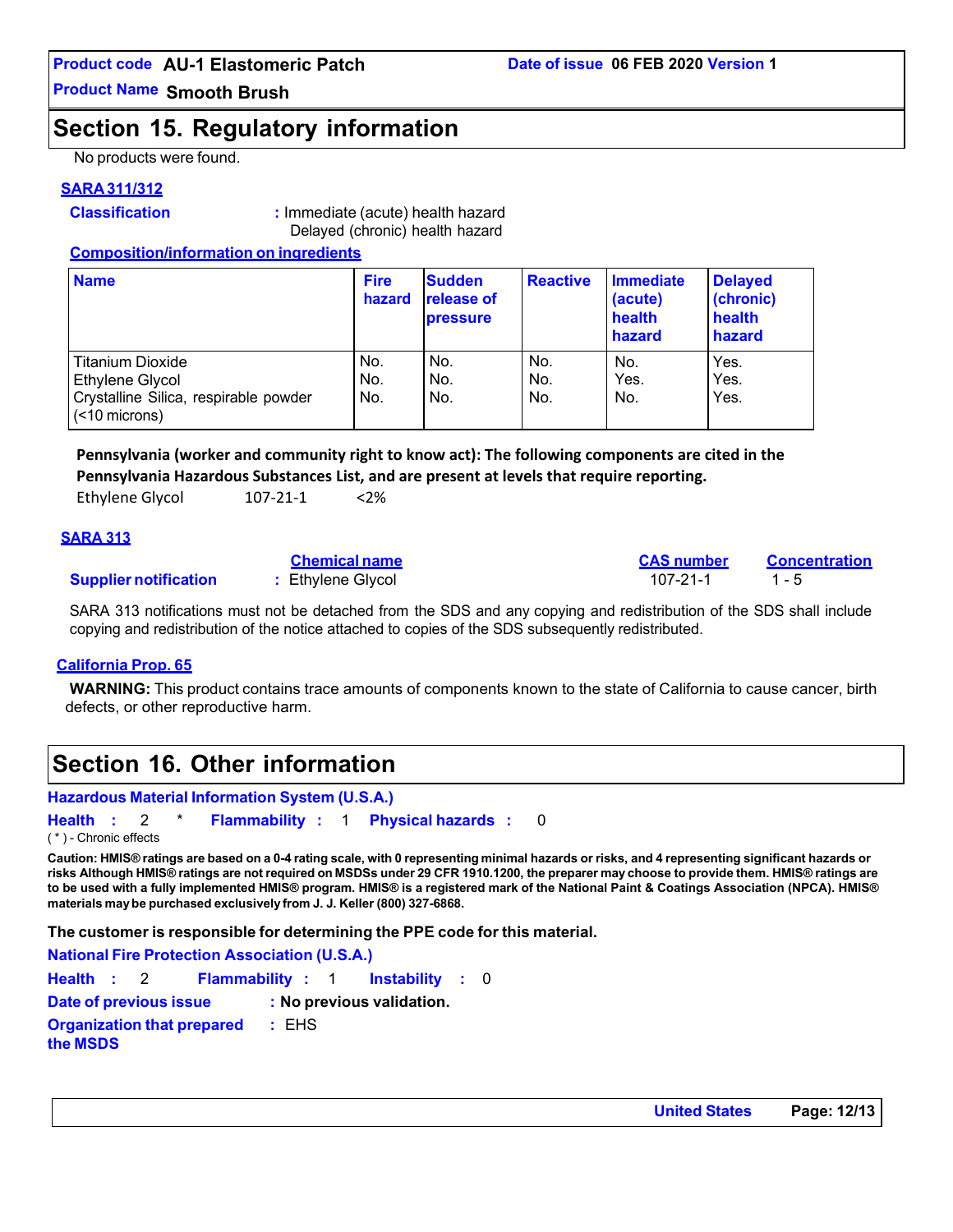## Section 15. Regulatory information

No products were found.

**SARA 311/312**

**Classification** : Immediate (acute) health hazard
Delayed (chronic) health hazard

**Composition/information on ingredients**

| Name | Fire hazard | Sudden release of pressure | Reactive | Immediate (acute) health hazard | Delayed (chronic) health hazard |
|---|---|---|---|---|---|
| Titanium Dioxide | No. | No. | No. | No. | Yes. |
| Ethylene Glycol | No. | No. | No. | Yes. | Yes. |
| Crystalline Silica, respirable powder (<10 microns) | No. | No. | No. | No. | Yes. |

**Pennsylvania (worker and community right to know act): The following components are cited in the Pennsylvania Hazardous Substances List, and are present at levels that require reporting.**

Ethylene Glycol 107-21-1 <2%

**SARA 313**

| | Chemical name | CAS number | Concentration |
|---|---|---|---|
| **Supplier notification** | : Ethylene Glycol | 107-21-1 | 1 - 5 |

SARA 313 notifications must not be detached from the SDS and any copying and redistribution of the SDS shall include copying and redistribution of the notice attached to copies of the SDS subsequently redistributed.

**California Prop. 65**

**WARNING:** This product contains trace amounts of components known to the state of California to cause cancer, birth defects, or other reproductive harm.

## Section 16. Other information

**Hazardous Material Information System (U.S.A.)**

**Health** : 2 * **Flammability** : 1 **Physical hazards** : 0

( * ) - Chronic effects

**Caution: HMIS® ratings are based on a 0-4 rating scale, with 0 representing minimal hazards or risks, and 4 representing significant hazards or risks Although HMIS® ratings are not required on MSDSs under 29 CFR 1910.1200, the preparer may choose to provide them. HMIS® ratings are to be used with a fully implemented HMIS® program. HMIS® is a registered mark of the National Paint & Coatings Association (NPCA). HMIS® materials may be purchased exclusively from J. J. Keller (800) 327-6868.**

**The customer is responsible for determining the PPE code for this material.**

**National Fire Protection Association (U.S.A.)**

**Health** : 2 **Flammability** : 1 **Instability** : 0

**Date of previous issue** : **No previous validation.**

**Organization that prepared the MSDS** : EHS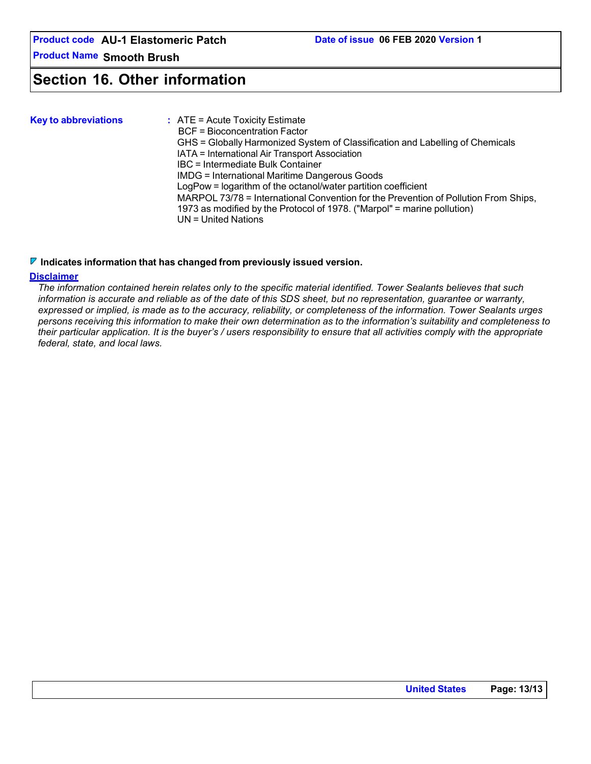## Section 16. Other information

**Key to abbreviations** : ATE = Acute Toxicity Estimate
BCF = Bioconcentration Factor
GHS = Globally Harmonized System of Classification and Labelling of Chemicals
IATA = International Air Transport Association
IBC = Intermediate Bulk Container
IMDG = International Maritime Dangerous Goods
LogPow = logarithm of the octanol/water partition coefficient
MARPOL 73/78 = International Convention for the Prevention of Pollution From Ships, 1973 as modified by the Protocol of 1978. ("Marpol" = marine pollution)
UN = United Nations

**Indicates information that has changed from previously issued version.**

**Disclaimer**

*The information contained herein relates only to the specific material identified. Tower Sealants believes that such information is accurate and reliable as of the date of this SDS sheet, but no representation, guarantee or warranty, expressed or implied, is made as to the accuracy, reliability, or completeness of the information. Tower Sealants urges persons receiving this information to make their own determination as to the information's suitability and completeness to their particular application. It is the buyer's / users responsibility to ensure that all activities comply with the appropriate federal, state, and local laws.*